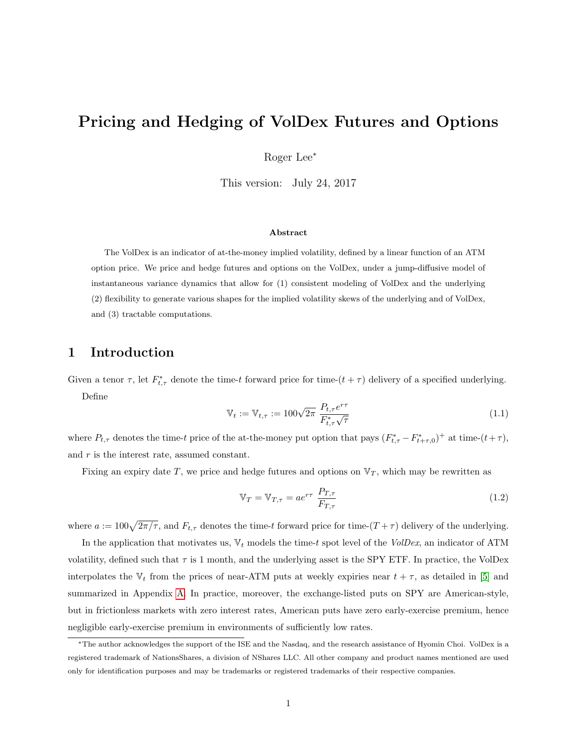// Pricing and Hedging of VolDex Futures and Options

# Pricing and Hedging of VolDex Futures and Options

Roger Lee*

This version: July 24, 2017

**Abstract**

The VolDex is an indicator of at-the-money implied volatility, defined by a linear function of an ATM option price. We price and hedge futures and options on the VolDex, under a jump-diffusive model of instantaneous variance dynamics that allow for (1) consistent modeling of VolDex and the underlying (2) flexibility to generate various shapes for the implied volatility skews of the underlying and of VolDex, and (3) tractable computations.

## 1 Introduction

Given a tenor $\tau$, let $F^*_{t,\tau}$ denote the time-$t$ forward price for time-$(t+\tau)$ delivery of a specified underlying.

Define

$$\mathbb{V}_t := \mathbb{V}_{t,\tau} := 100\sqrt{2\pi}\ \frac{P_{t,\tau}e^{r\tau}}{F^*_{t,\tau}\sqrt{\tau}} \tag{1.1}$$

where $P_{t,\tau}$ denotes the time-$t$ price of the at-the-money put option that pays $(F^*_{t,\tau} - F^*_{t+\tau,0})^+$ at time-$(t+\tau)$, and $r$ is the interest rate, assumed constant.

Fixing an expiry date $T$, we price and hedge futures and options on $\mathbb{V}_T$, which may be rewritten as

$$\mathbb{V}_T = \mathbb{V}_{T,\tau} = ae^{r\tau}\ \frac{P_{T,\tau}}{F_{T,\tau}} \tag{1.2}$$

where $a := 100\sqrt{2\pi/\tau}$, and $F_{t,\tau}$ denotes the time-$t$ forward price for time-$(T+\tau)$ delivery of the underlying.

In the application that motivates us, $\mathbb{V}_t$ models the time-$t$ spot level of the *VolDex*, an indicator of ATM volatility, defined such that $\tau$ is 1 month, and the underlying asset is the SPY ETF. In practice, the VolDex interpolates the $\mathbb{V}_t$ from the prices of near-ATM puts at weekly expiries near $t+\tau$, as detailed in [5] and summarized in Appendix A. In practice, moreover, the exchange-listed puts on SPY are American-style, but in frictionless markets with zero interest rates, American puts have zero early-exercise premium, hence negligible early-exercise premium in environments of sufficiently low rates.

*The author acknowledges the support of the ISE and the Nasdaq, and the research assistance of Hyomin Choi. VolDex is a registered trademark of NationsShares, a division of NShares LLC. All other company and product names mentioned are used only for identification purposes and may be trademarks or registered trademarks of their respective companies.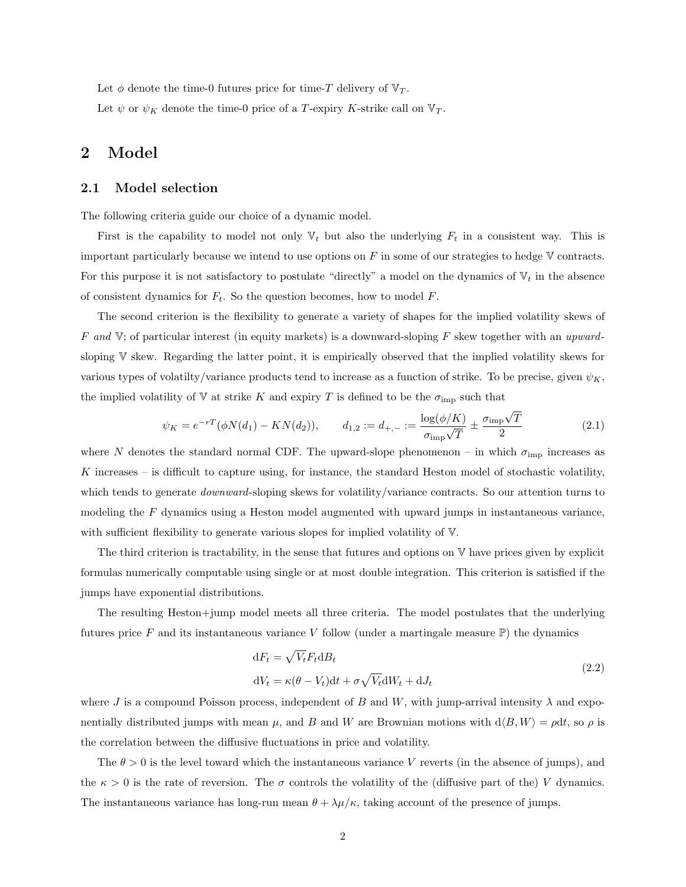Let $\phi$ denote the time-0 futures price for time-$T$ delivery of $\mathbb{V}_T$.

Let $\psi$ or $\psi_K$ denote the time-0 price of a $T$-expiry $K$-strike call on $\mathbb{V}_T$.

## 2 Model

### 2.1 Model selection

The following criteria guide our choice of a dynamic model.

First is the capability to model not only $\mathbb{V}_t$ but also the underlying $F_t$ in a consistent way. This is important particularly because we intend to use options on $F$ in some of our strategies to hedge $\mathbb{V}$ contracts. For this purpose it is not satisfactory to postulate "directly" a model on the dynamics of $\mathbb{V}_t$ in the absence of consistent dynamics for $F_t$. So the question becomes, how to model $F$.

The second criterion is the flexibility to generate a variety of shapes for the implied volatility skews of $F$ *and* $\mathbb{V}$; of particular interest (in equity markets) is a downward-sloping $F$ skew together with an *upward*-sloping $\mathbb{V}$ skew. Regarding the latter point, it is empirically observed that the implied volatility skews for various types of volatilty/variance products tend to increase as a function of strike. To be precise, given $\psi_K$, the implied volatility of $\mathbb{V}$ at strike $K$ and expiry $T$ is defined to be the $\sigma_{\text{imp}}$ such that

$$\psi_K = e^{-rT}(\phi N(d_1) - KN(d_2)), \qquad d_{1,2} := d_{+,-} := \frac{\log(\phi/K)}{\sigma_{\text{imp}}\sqrt{T}} \pm \frac{\sigma_{\text{imp}}\sqrt{T}}{2} \tag{2.1}$$

where $N$ denotes the standard normal CDF. The upward-slope phenomenon – in which $\sigma_{\text{imp}}$ increases as $K$ increases – is difficult to capture using, for instance, the standard Heston model of stochastic volatility, which tends to generate *downward*-sloping skews for volatility/variance contracts. So our attention turns to modeling the $F$ dynamics using a Heston model augmented with upward jumps in instantaneous variance, with sufficient flexibility to generate various slopes for implied volatility of $\mathbb{V}$.

The third criterion is tractability, in the sense that futures and options on $\mathbb{V}$ have prices given by explicit formulas numerically computable using single or at most double integration. This criterion is satisfied if the jumps have exponential distributions.

The resulting Heston+jump model meets all three criteria. The model postulates that the underlying futures price $F$ and its instantaneous variance $V$ follow (under a martingale measure $\mathbb{P}$) the dynamics

$$\begin{aligned} \mathrm{d}F_t &= \sqrt{V_t}F_t\mathrm{d}B_t \\ \mathrm{d}V_t &= \kappa(\theta - V_t)\mathrm{d}t + \sigma\sqrt{V_t}\mathrm{d}W_t + \mathrm{d}J_t \end{aligned} \tag{2.2}$$

where $J$ is a compound Poisson process, independent of $B$ and $W$, with jump-arrival intensity $\lambda$ and exponentially distributed jumps with mean $\mu$, and $B$ and $W$ are Brownian motions with $\mathrm{d}\langle B, W\rangle = \rho\mathrm{d}t$, so $\rho$ is the correlation between the diffusive fluctuations in price and volatility.

The $\theta > 0$ is the level toward which the instantaneous variance $V$ reverts (in the absence of jumps), and the $\kappa > 0$ is the rate of reversion. The $\sigma$ controls the volatility of the (diffusive part of the) $V$ dynamics. The instantaneous variance has long-run mean $\theta + \lambda\mu/\kappa$, taking account of the presence of jumps.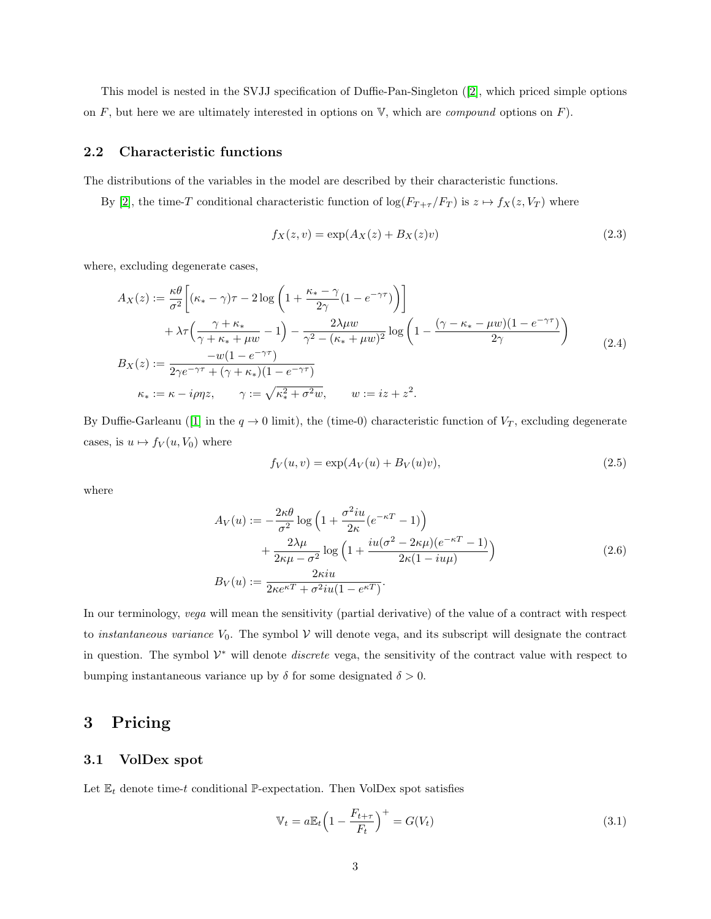This model is nested in the SVJJ specification of Duffie-Pan-Singleton ([2], which priced simple options on $F$, but here we are ultimately interested in options on $\mathbb{V}$, which are *compound* options on $F$).

### 2.2 Characteristic functions

The distributions of the variables in the model are described by their characteristic functions.

By [2], the time-$T$ conditional characteristic function of $\log(F_{T+\tau}/F_T)$ is $z \mapsto f_X(z, V_T)$ where

$$f_X(z,v) = \exp(A_X(z) + B_X(z)v) \tag{2.3}$$

where, excluding degenerate cases,

$$\begin{aligned}
A_X(z) &:= \frac{\kappa\theta}{\sigma^2}\bigg[(\kappa_* - \gamma)\tau - 2\log\bigg(1 + \frac{\kappa_* - \gamma}{2\gamma}(1 - e^{-\gamma\tau})\bigg)\bigg] \\
&\quad + \lambda\tau\Big(\frac{\gamma + \kappa_*}{\gamma + \kappa_* + \mu w} - 1\Big) - \frac{2\lambda\mu w}{\gamma^2 - (\kappa_* + \mu w)^2}\log\bigg(1 - \frac{(\gamma - \kappa_* - \mu w)(1 - e^{-\gamma\tau})}{2\gamma}\bigg) \\
B_X(z) &:= \frac{-w(1 - e^{-\gamma\tau})}{2\gamma e^{-\gamma\tau} + (\gamma + \kappa_*)(1 - e^{-\gamma\tau})} \\
\kappa_* &:= \kappa - i\rho\eta z, \qquad \gamma := \sqrt{\kappa_*^2 + \sigma^2 w}, \qquad w := iz + z^2.
\end{aligned} \tag{2.4}$$

By Duffie-Garleanu ([1] in the $q \to 0$ limit), the (time-0) characteristic function of $V_T$, excluding degenerate cases, is $u \mapsto f_V(u, V_0)$ where

$$f_V(u,v) = \exp(A_V(u) + B_V(u)v), \tag{2.5}$$

where

$$\begin{aligned}
A_V(u) &:= -\frac{2\kappa\theta}{\sigma^2}\log\Big(1 + \frac{\sigma^2 iu}{2\kappa}(e^{-\kappa T} - 1)\Big) \\
&\quad + \frac{2\lambda\mu}{2\kappa\mu - \sigma^2}\log\Big(1 + \frac{iu(\sigma^2 - 2\kappa\mu)(e^{-\kappa T} - 1)}{2\kappa(1 - iu\mu)}\Big) \\
B_V(u) &:= \frac{2\kappa iu}{2\kappa e^{\kappa T} + \sigma^2 iu(1 - e^{\kappa T})}.
\end{aligned} \tag{2.6}$$

In our terminology, *vega* will mean the sensitivity (partial derivative) of the value of a contract with respect to *instantaneous variance* $V_0$. The symbol $\mathcal{V}$ will denote vega, and its subscript will designate the contract in question. The symbol $\mathcal{V}^*$ will denote *discrete* vega, the sensitivity of the contract value with respect to bumping instantaneous variance up by $\delta$ for some designated $\delta > 0$.

# 3 Pricing

### 3.1 VolDex spot

Let $\mathbb{E}_t$ denote time-$t$ conditional $\mathbb{P}$-expectation. Then VolDex spot satisfies

$$\mathbb{V}_t = a\mathbb{E}_t\Big(1 - \frac{F_{t+\tau}}{F_t}\Big)^+ = G(V_t) \tag{3.1}$$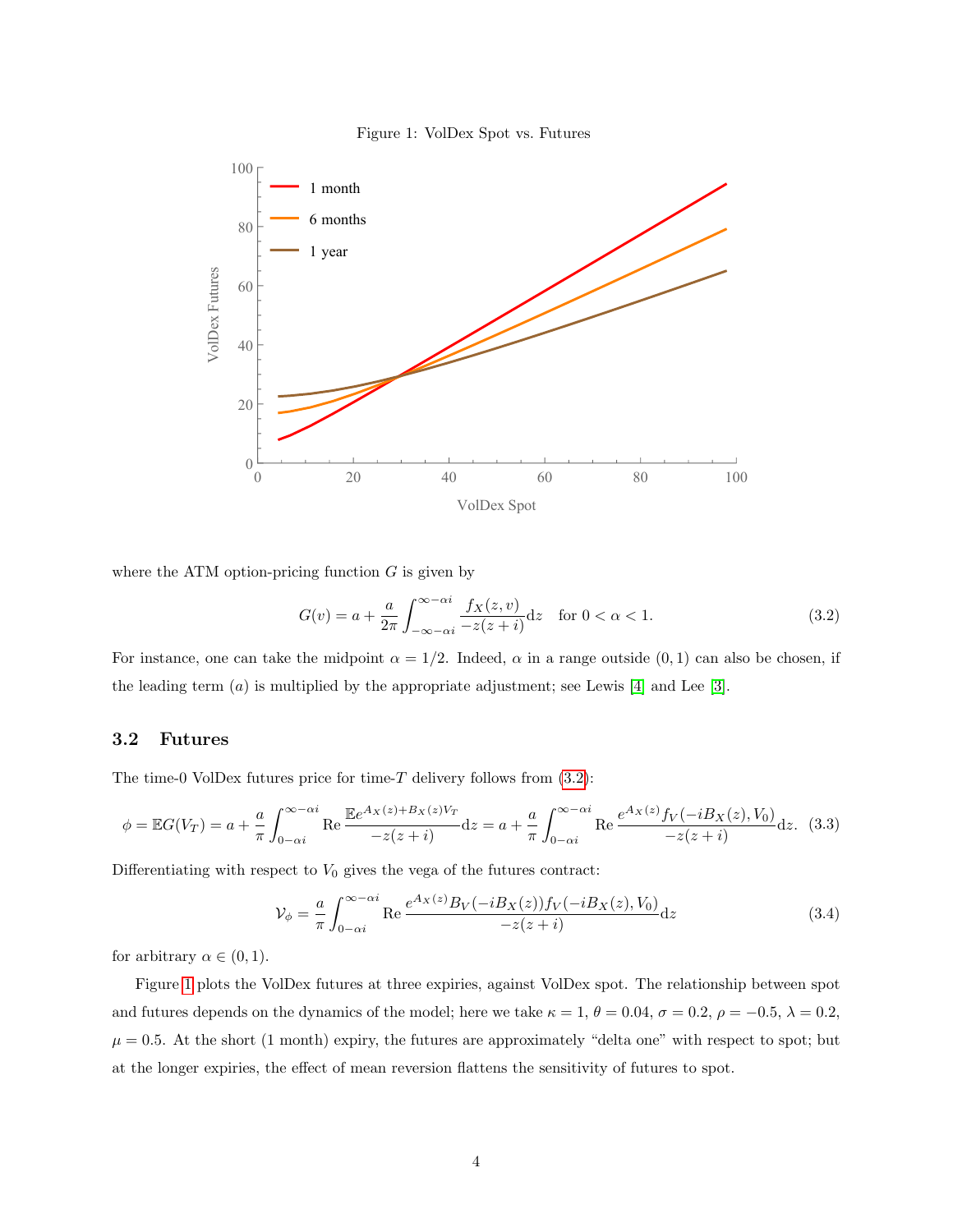Figure 1: VolDex Spot vs. Futures

where the ATM option-pricing function $G$ is given by

$$G(v) = a + \frac{a}{2\pi} \int_{-\infty-\alpha i}^{\infty-\alpha i} \frac{f_X(z,v)}{-z(z+i)} \mathrm{d}z \quad \text{for } 0 < \alpha < 1. \tag{3.2}$$

For instance, one can take the midpoint $\alpha = 1/2$. Indeed, $\alpha$ in a range outside $(0,1)$ can also be chosen, if the leading term $(a)$ is multiplied by the appropriate adjustment; see Lewis [4] and Lee [3].

### 3.2 Futures

The time-0 VolDex futures price for time-$T$ delivery follows from (3.2):

$$\phi = \mathbb{E}G(V_T) = a + \frac{a}{\pi} \int_{0-\alpha i}^{\infty-\alpha i} \mathrm{Re}\, \frac{\mathbb{E}e^{A_X(z)+B_X(z)V_T}}{-z(z+i)} \mathrm{d}z = a + \frac{a}{\pi} \int_{0-\alpha i}^{\infty-\alpha i} \mathrm{Re}\, \frac{e^{A_X(z)} f_V(-iB_X(z), V_0)}{-z(z+i)} \mathrm{d}z. \tag{3.3}$$

Differentiating with respect to $V_0$ gives the vega of the futures contract:

$$\mathcal{V}_\phi = \frac{a}{\pi} \int_{0-\alpha i}^{\infty-\alpha i} \mathrm{Re}\, \frac{e^{A_X(z)} B_V(-iB_X(z)) f_V(-iB_X(z), V_0)}{-z(z+i)} \mathrm{d}z \tag{3.4}$$

for arbitrary $\alpha \in (0,1)$.

Figure 1 plots the VolDex futures at three expiries, against VolDex spot. The relationship between spot and futures depends on the dynamics of the model; here we take $\kappa = 1$, $\theta = 0.04$, $\sigma = 0.2$, $\rho = -0.5$, $\lambda = 0.2$, $\mu = 0.5$. At the short (1 month) expiry, the futures are approximately "delta one" with respect to spot; but at the longer expiries, the effect of mean reversion flattens the sensitivity of futures to spot.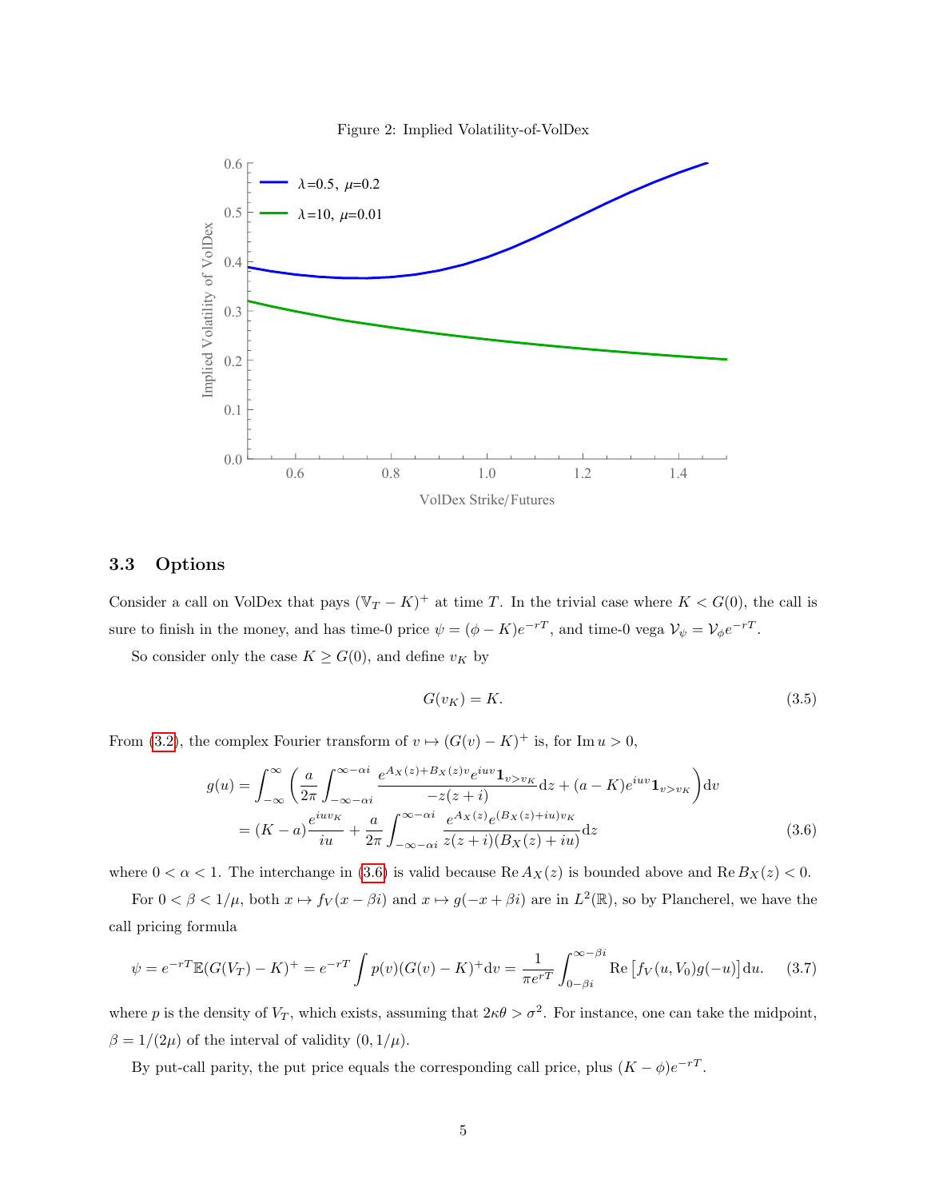Figure 2: Implied Volatility-of-VolDex

### 3.3 Options

Consider a call on VolDex that pays $(\mathbb{V}_T - K)^+$ at time $T$. In the trivial case where $K < G(0)$, the call is sure to finish in the money, and has time-0 price $\psi = (\phi - K)e^{-rT}$, and time-0 vega $\mathcal{V}_\psi = \mathcal{V}_\phi e^{-rT}$.

So consider only the case $K \geq G(0)$, and define $v_K$ by

$$G(v_K) = K. \tag{3.5}$$

From (3.2), the complex Fourier transform of $v \mapsto (G(v) - K)^+$ is, for $\operatorname{Im} u > 0$,

$$\begin{aligned} g(u) &= \int_{-\infty}^{\infty} \left( \frac{a}{2\pi} \int_{-\infty-\alpha i}^{\infty-\alpha i} \frac{e^{A_X(z)+B_X(z)v} e^{iuv} \mathbf{1}_{v>v_K}}{-z(z+i)} \mathrm{d}z + (a-K) e^{iuv} \mathbf{1}_{v>v_K} \right) \mathrm{d}v \\ &= (K-a) \frac{e^{iuv_K}}{iu} + \frac{a}{2\pi} \int_{-\infty-\alpha i}^{\infty-\alpha i} \frac{e^{A_X(z)} e^{(B_X(z)+iu)v_K}}{z(z+i)(B_X(z)+iu)} \mathrm{d}z \end{aligned} \tag{3.6}$$

where $0 < \alpha < 1$. The interchange in (3.6) is valid because $\operatorname{Re} A_X(z)$ is bounded above and $\operatorname{Re} B_X(z) < 0$.

For $0 < \beta < 1/\mu$, both $x \mapsto f_V(x - \beta i)$ and $x \mapsto g(-x + \beta i)$ are in $L^2(\mathbb{R})$, so by Plancherel, we have the call pricing formula

$$\psi = e^{-rT} \mathbb{E}(G(V_T) - K)^+ = e^{-rT} \int p(v)(G(v) - K)^+ \mathrm{d}v = \frac{1}{\pi e^{rT}} \int_{0-\beta i}^{\infty-\beta i} \operatorname{Re} \left[ f_V(u, V_0) g(-u) \right] \mathrm{d}u. \tag{3.7}$$

where $p$ is the density of $V_T$, which exists, assuming that $2\kappa\theta > \sigma^2$. For instance, one can take the midpoint, $\beta = 1/(2\mu)$ of the interval of validity $(0, 1/\mu)$.

By put-call parity, the put price equals the corresponding call price, plus $(K - \phi)e^{-rT}$.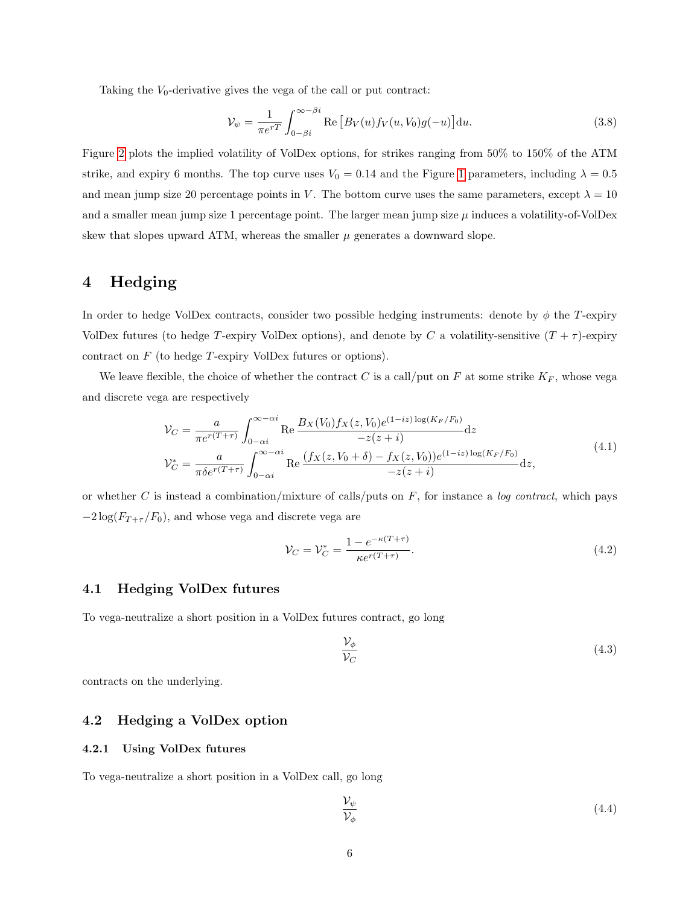Taking the $V_0$-derivative gives the vega of the call or put contract:

$$\mathcal{V}_\psi = \frac{1}{\pi e^{rT}} \int_{0-\beta i}^{\infty-\beta i} \operatorname{Re}\left[B_V(u) f_V(u, V_0) g(-u)\right] \mathrm{d}u. \tag{3.8}$$

Figure 2 plots the implied volatility of VolDex options, for strikes ranging from 50% to 150% of the ATM strike, and expiry 6 months. The top curve uses $V_0 = 0.14$ and the Figure 1 parameters, including $\lambda = 0.5$ and mean jump size 20 percentage points in $V$. The bottom curve uses the same parameters, except $\lambda = 10$ and a smaller mean jump size 1 percentage point. The larger mean jump size $\mu$ induces a volatility-of-VolDex skew that slopes upward ATM, whereas the smaller $\mu$ generates a downward slope.

# 4 Hedging

In order to hedge VolDex contracts, consider two possible hedging instruments: denote by $\phi$ the $T$-expiry VolDex futures (to hedge $T$-expiry VolDex options), and denote by $C$ a volatility-sensitive $(T+\tau)$-expiry contract on $F$ (to hedge $T$-expiry VolDex futures or options).

We leave flexible, the choice of whether the contract $C$ is a call/put on $F$ at some strike $K_F$, whose vega and discrete vega are respectively

$$\begin{aligned}
\mathcal{V}_C &= \frac{a}{\pi e^{r(T+\tau)}} \int_{0-\alpha i}^{\infty-\alpha i} \operatorname{Re} \frac{B_X(V_0) f_X(z, V_0) e^{(1-iz)\log(K_F/F_0)}}{-z(z+i)} \mathrm{d}z \\
\mathcal{V}_C^* &= \frac{a}{\pi \delta e^{r(T+\tau)}} \int_{0-\alpha i}^{\infty-\alpha i} \operatorname{Re} \frac{(f_X(z, V_0+\delta) - f_X(z, V_0)) e^{(1-iz)\log(K_F/F_0)}}{-z(z+i)} \mathrm{d}z,
\end{aligned} \tag{4.1}$$

or whether $C$ is instead a combination/mixture of calls/puts on $F$, for instance a *log contract*, which pays $-2\log(F_{T+\tau}/F_0)$, and whose vega and discrete vega are

$$\mathcal{V}_C = \mathcal{V}_C^* = \frac{1 - e^{-\kappa(T+\tau)}}{\kappa e^{r(T+\tau)}}. \tag{4.2}$$

## 4.1 Hedging VolDex futures

To vega-neutralize a short position in a VolDex futures contract, go long

$$\frac{\mathcal{V}_\phi}{\mathcal{V}_C} \tag{4.3}$$

contracts on the underlying.

## 4.2 Hedging a VolDex option

### 4.2.1 Using VolDex futures

To vega-neutralize a short position in a VolDex call, go long

$$\frac{\mathcal{V}_\psi}{\mathcal{V}_\phi} \tag{4.4}$$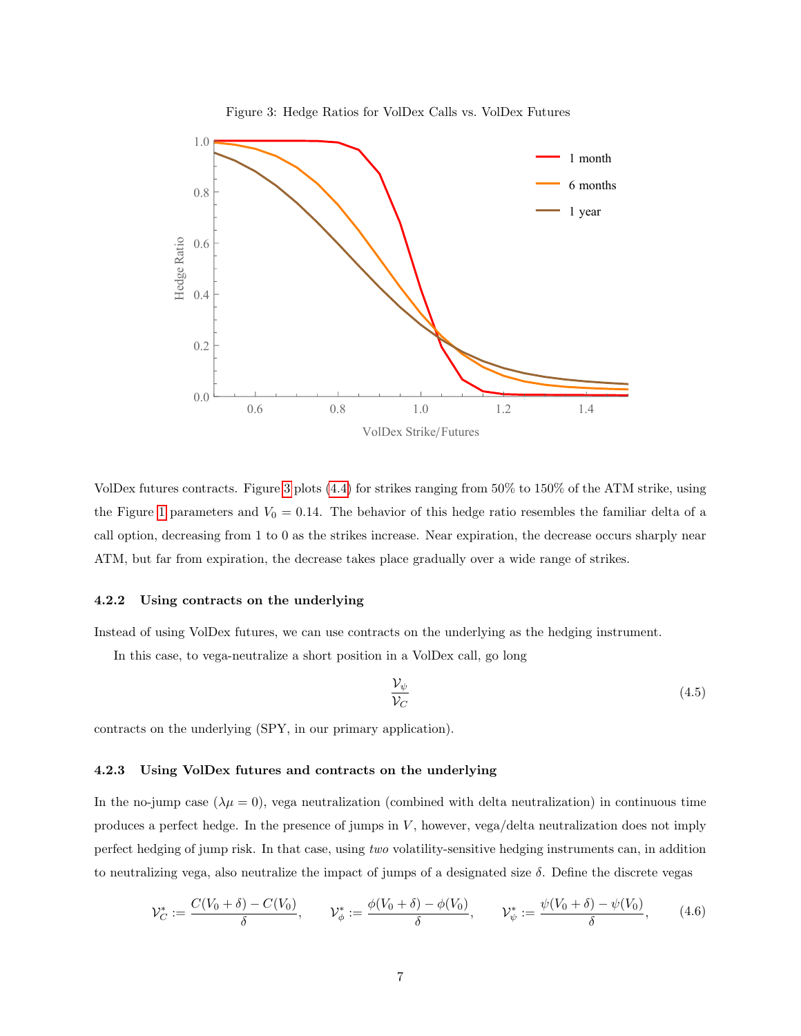Figure 3: Hedge Ratios for VolDex Calls vs. VolDex Futures

VolDex futures contracts. Figure 3 plots (4.4) for strikes ranging from 50% to 150% of the ATM strike, using the Figure 1 parameters and $V_0 = 0.14$. The behavior of this hedge ratio resembles the familiar delta of a call option, decreasing from 1 to 0 as the strikes increase. Near expiration, the decrease occurs sharply near ATM, but far from expiration, the decrease takes place gradually over a wide range of strikes.

#### 4.2.2 Using contracts on the underlying

Instead of using VolDex futures, we can use contracts on the underlying as the hedging instrument.

In this case, to vega-neutralize a short position in a VolDex call, go long

$$\frac{\mathcal{V}_\psi}{\mathcal{V}_C} \tag{4.5}$$

contracts on the underlying (SPY, in our primary application).

#### 4.2.3 Using VolDex futures and contracts on the underlying

In the no-jump case ($\lambda\mu = 0$), vega neutralization (combined with delta neutralization) in continuous time produces a perfect hedge. In the presence of jumps in $V$, however, vega/delta neutralization does not imply perfect hedging of jump risk. In that case, using *two* volatility-sensitive hedging instruments can, in addition to neutralizing vega, also neutralize the impact of jumps of a designated size $\delta$. Define the discrete vegas

$$\mathcal{V}_C^* := \frac{C(V_0 + \delta) - C(V_0)}{\delta}, \qquad \mathcal{V}_\phi^* := \frac{\phi(V_0 + \delta) - \phi(V_0)}{\delta}, \qquad \mathcal{V}_\psi^* := \frac{\psi(V_0 + \delta) - \psi(V_0)}{\delta}, \tag{4.6}$$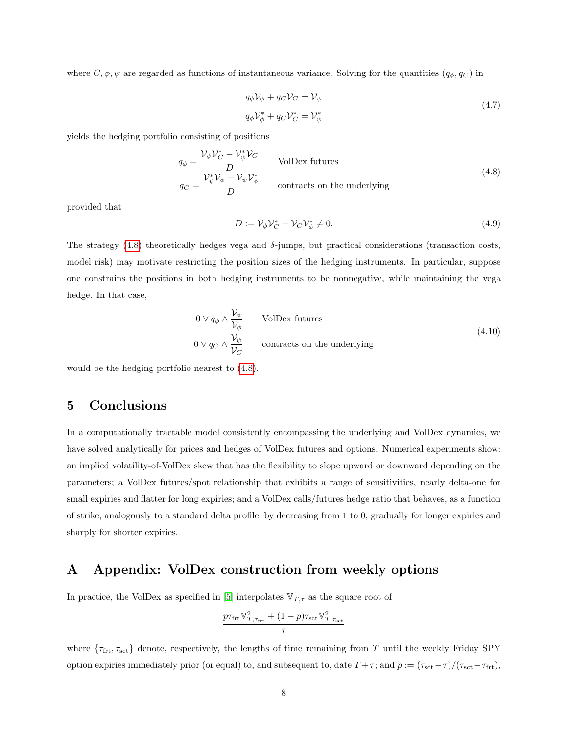where $C, \phi, \psi$ are regarded as functions of instantaneous variance. Solving for the quantities $(q_\phi, q_C)$ in

$$
\begin{aligned}
q_\phi \mathcal{V}_\phi + q_C \mathcal{V}_C &= \mathcal{V}_\psi \\
q_\phi \mathcal{V}^*_\phi + q_C \mathcal{V}^*_C &= \mathcal{V}^*_\psi
\end{aligned}
\tag{4.7}
$$

yields the hedging portfolio consisting of positions

$$
\begin{aligned}
q_\phi &= \frac{\mathcal{V}_\psi \mathcal{V}^*_C - \mathcal{V}^*_\psi \mathcal{V}_C}{D} \qquad \text{VolDex futures} \\
q_C &= \frac{\mathcal{V}^*_\psi \mathcal{V}_\phi - \mathcal{V}_\psi \mathcal{V}^*_\phi}{D} \qquad \text{contracts on the underlying}
\end{aligned}
\tag{4.8}
$$

provided that

$$
D := \mathcal{V}_\phi \mathcal{V}^*_C - \mathcal{V}_C \mathcal{V}^*_\phi \neq 0. \tag{4.9}
$$

The strategy (4.8) theoretically hedges vega and $\delta$-jumps, but practical considerations (transaction costs, model risk) may motivate restricting the position sizes of the hedging instruments. In particular, suppose one constrains the positions in both hedging instruments to be nonnegative, while maintaining the vega hedge. In that case,

$$
\begin{aligned}
&0 \vee q_\phi \wedge \frac{\mathcal{V}_\psi}{\mathcal{V}_\phi} \qquad \text{VolDex futures} \\
&0 \vee q_C \wedge \frac{\mathcal{V}_\psi}{\mathcal{V}_C} \qquad \text{contracts on the underlying}
\end{aligned}
\tag{4.10}
$$

would be the hedging portfolio nearest to (4.8).

# 5 Conclusions

In a computationally tractable model consistently encompassing the underlying and VolDex dynamics, we have solved analytically for prices and hedges of VolDex futures and options. Numerical experiments show: an implied volatility-of-VolDex skew that has the flexibility to slope upward or downward depending on the parameters; a VolDex futures/spot relationship that exhibits a range of sensitivities, nearly delta-one for small expiries and flatter for long expiries; and a VolDex calls/futures hedge ratio that behaves, as a function of strike, analogously to a standard delta profile, by decreasing from 1 to 0, gradually for longer expiries and sharply for shorter expiries.

# A Appendix: VolDex construction from weekly options

In practice, the VolDex as specified in [5] interpolates $\mathbb{V}_{T,\tau}$ as the square root of

$$
\frac{p\tau_{\text{frt}}\mathbb{V}^2_{T,\tau_{\text{frt}}} + (1-p)\tau_{\text{sct}}\mathbb{V}^2_{T,\tau_{\text{sct}}}}{\tau}
$$

where $\{\tau_{\text{frt}}, \tau_{\text{sct}}\}$ denote, respectively, the lengths of time remaining from $T$ until the weekly Friday SPY option expiries immediately prior (or equal) to, and subsequent to, date $T+\tau$; and $p := (\tau_{\text{sct}} - \tau)/(\tau_{\text{sct}} - \tau_{\text{frt}})$,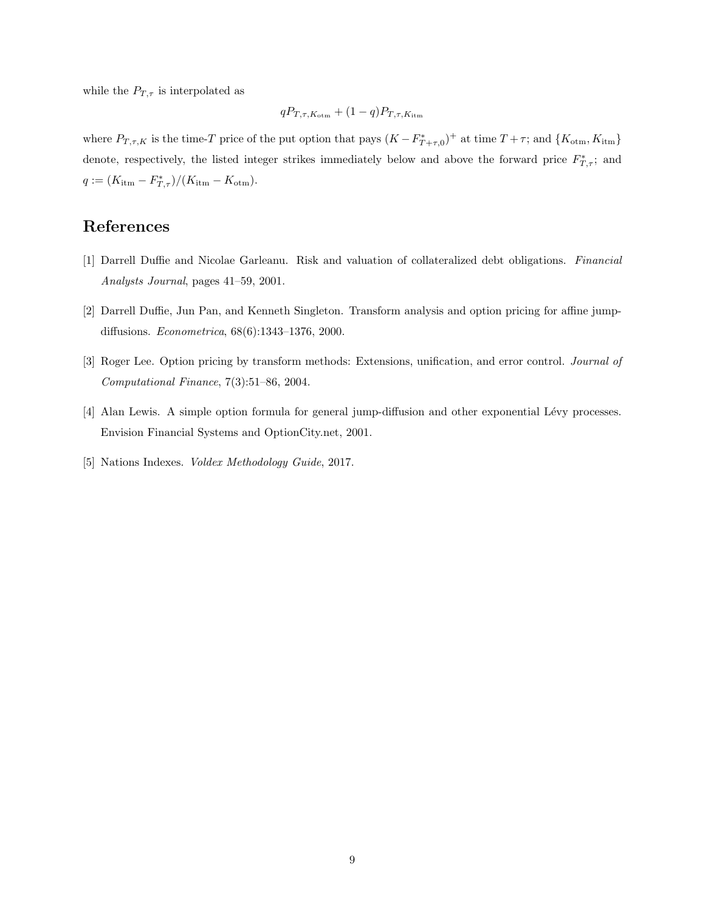while the $P_{T,\tau}$ is interpolated as

$$qP_{T,\tau,K_{\text{otm}}} + (1-q)P_{T,\tau,K_{\text{itm}}}$$

where $P_{T,\tau,K}$ is the time-$T$ price of the put option that pays $(K - F^*_{T+\tau,0})^+$ at time $T+\tau$; and $\{K_{\text{otm}}, K_{\text{itm}}\}$ denote, respectively, the listed integer strikes immediately below and above the forward price $F^*_{T,\tau}$; and $q := (K_{\text{itm}} - F^*_{T,\tau})/(K_{\text{itm}} - K_{\text{otm}})$.

# References

[1] Darrell Duffie and Nicolae Garleanu. Risk and valuation of collateralized debt obligations. *Financial Analysts Journal*, pages 41–59, 2001.

[2] Darrell Duffie, Jun Pan, and Kenneth Singleton. Transform analysis and option pricing for affine jump-diffusions. *Econometrica*, 68(6):1343–1376, 2000.

[3] Roger Lee. Option pricing by transform methods: Extensions, unification, and error control. *Journal of Computational Finance*, 7(3):51–86, 2004.

[4] Alan Lewis. A simple option formula for general jump-diffusion and other exponential Lévy processes. Envision Financial Systems and OptionCity.net, 2001.

[5] Nations Indexes. *Voldex Methodology Guide*, 2017.